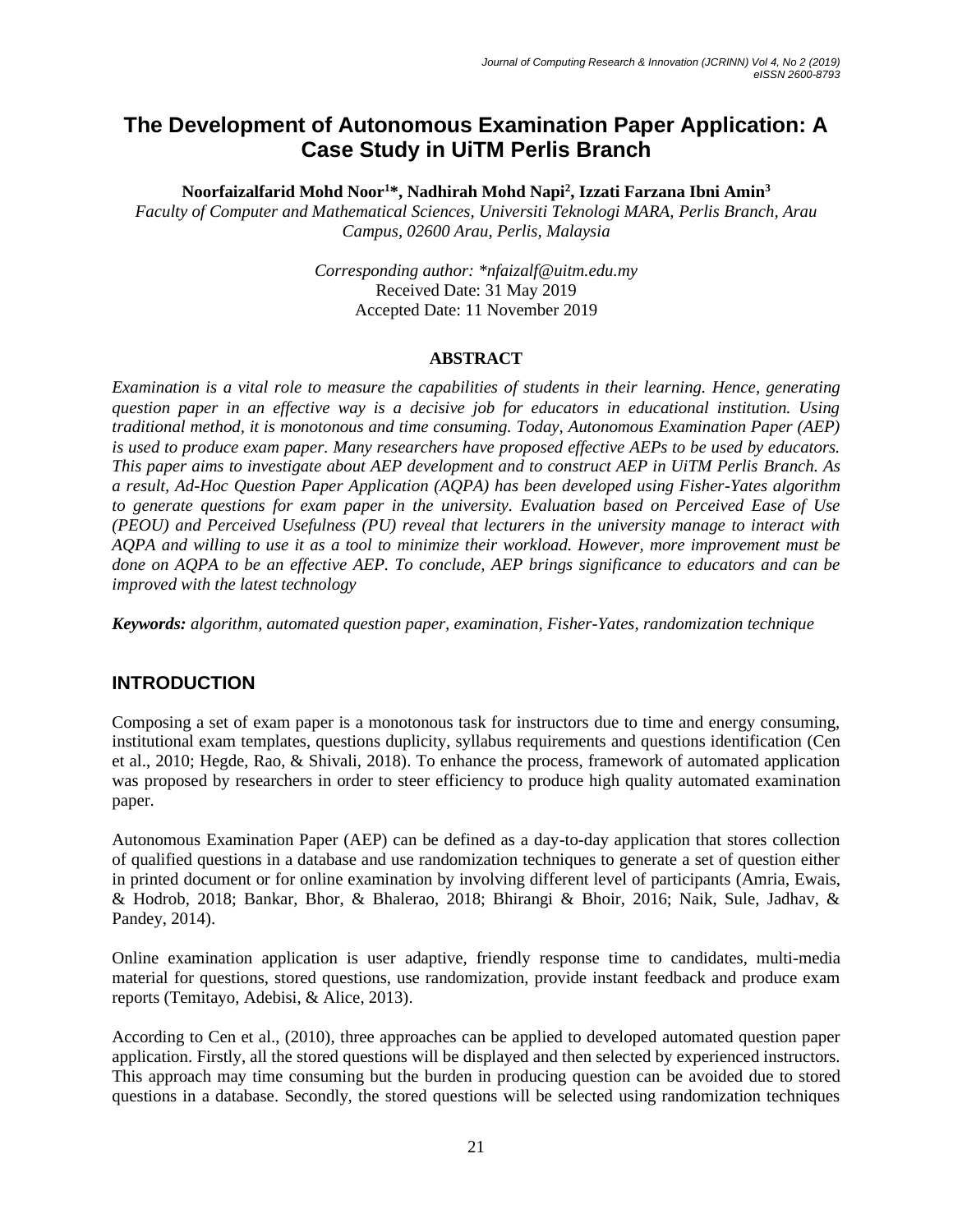# The Development of Autonomous Examination Paper Application: A Case Study in UiTM Perlis Branch

**Noorfaizalfarid Mohd Noor[1]*, Nadhirah Mohd Napi[2], Izzati Farzana Ibni Amin[3]**

*Faculty of Computer and Mathematical Sciences, Universiti Teknologi MARA, Perlis Branch, Arau Campus, 02600 Arau, Perlis, Malaysia*

*Corresponding author: *nfaizalf@uitm.edu.my*
Received Date: 31 May 2019
Accepted Date: 11 November 2019

## ABSTRACT

*Examination is a vital role to measure the capabilities of students in their learning. Hence, generating question paper in an effective way is a decisive job for educators in educational institution. Using traditional method, it is monotonous and time consuming. Today, Autonomous Examination Paper (AEP) is used to produce exam paper. Many researchers have proposed effective AEPs to be used by educators. This paper aims to investigate about AEP development and to construct AEP in UiTM Perlis Branch. As a result, Ad-Hoc Question Paper Application (AQPA) has been developed using Fisher-Yates algorithm to generate questions for exam paper in the university. Evaluation based on Perceived Ease of Use (PEOU) and Perceived Usefulness (PU) reveal that lecturers in the university manage to interact with AQPA and willing to use it as a tool to minimize their workload. However, more improvement must be done on AQPA to be an effective AEP. To conclude, AEP brings significance to educators and can be improved with the latest technology*

***Keywords:*** *algorithm, automated question paper, examination, Fisher-Yates, randomization technique*

## INTRODUCTION

Composing a set of exam paper is a monotonous task for instructors due to time and energy consuming, institutional exam templates, questions duplicity, syllabus requirements and questions identification (Cen et al., 2010; Hegde, Rao, & Shivali, 2018). To enhance the process, framework of automated application was proposed by researchers in order to steer efficiency to produce high quality automated examination paper.

Autonomous Examination Paper (AEP) can be defined as a day-to-day application that stores collection of qualified questions in a database and use randomization techniques to generate a set of question either in printed document or for online examination by involving different level of participants (Amria, Ewais, & Hodrob, 2018; Bankar, Bhor, & Bhalerao, 2018; Bhirangi & Bhoir, 2016; Naik, Sule, Jadhav, & Pandey, 2014).

Online examination application is user adaptive, friendly response time to candidates, multi-media material for questions, stored questions, use randomization, provide instant feedback and produce exam reports (Temitayo, Adebisi, & Alice, 2013).

According to Cen et al., (2010), three approaches can be applied to developed automated question paper application. Firstly, all the stored questions will be displayed and then selected by experienced instructors. This approach may time consuming but the burden in producing question can be avoided due to stored questions in a database. Secondly, the stored questions will be selected using randomization techniques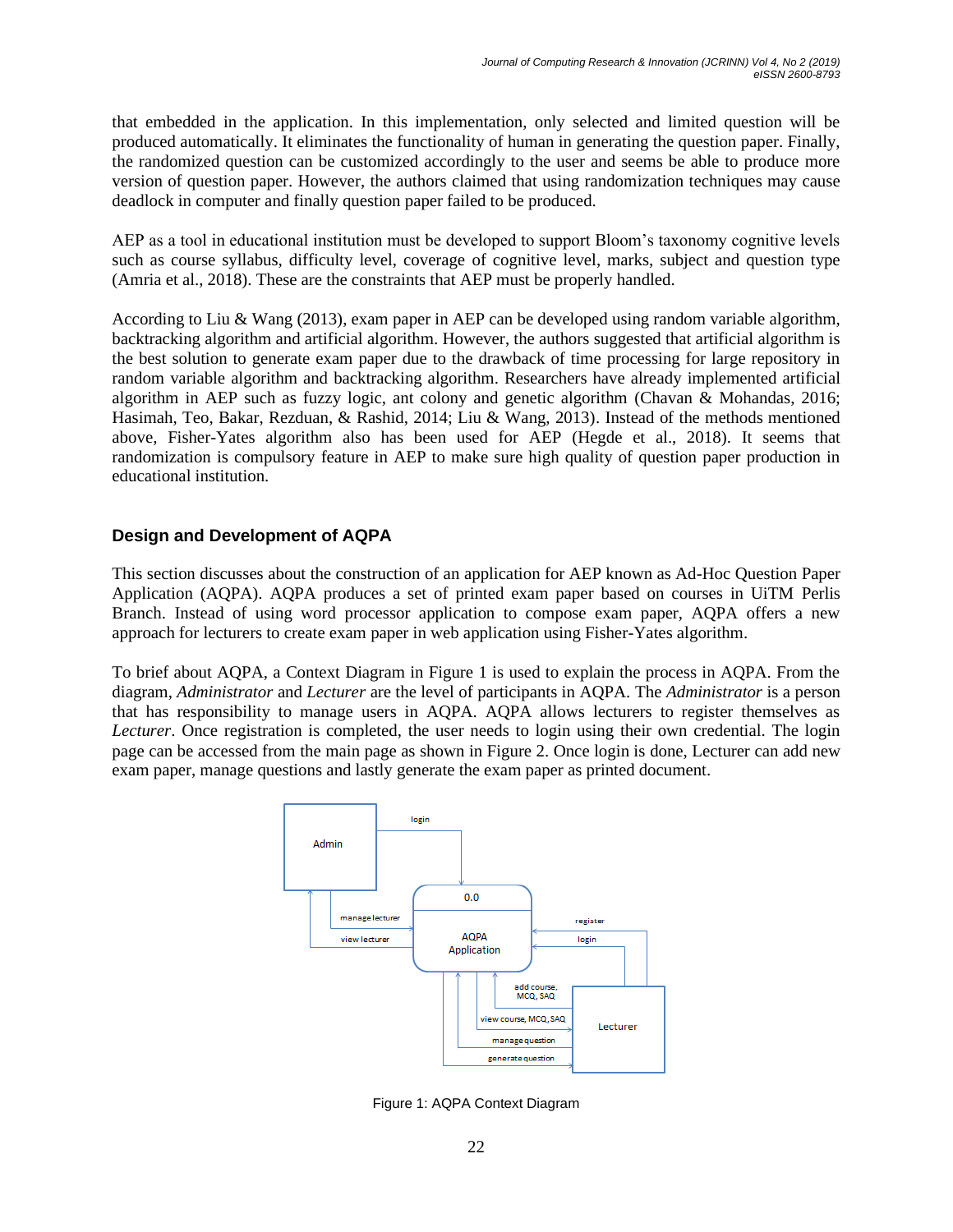that embedded in the application. In this implementation, only selected and limited question will be produced automatically. It eliminates the functionality of human in generating the question paper. Finally, the randomized question can be customized accordingly to the user and seems be able to produce more version of question paper. However, the authors claimed that using randomization techniques may cause deadlock in computer and finally question paper failed to be produced.

AEP as a tool in educational institution must be developed to support Bloom's taxonomy cognitive levels such as course syllabus, difficulty level, coverage of cognitive level, marks, subject and question type (Amria et al., 2018). These are the constraints that AEP must be properly handled.

According to Liu & Wang (2013), exam paper in AEP can be developed using random variable algorithm, backtracking algorithm and artificial algorithm. However, the authors suggested that artificial algorithm is the best solution to generate exam paper due to the drawback of time processing for large repository in random variable algorithm and backtracking algorithm. Researchers have already implemented artificial algorithm in AEP such as fuzzy logic, ant colony and genetic algorithm (Chavan & Mohandas, 2016; Hasimah, Teo, Bakar, Rezduan, & Rashid, 2014; Liu & Wang, 2013). Instead of the methods mentioned above, Fisher-Yates algorithm also has been used for AEP (Hegde et al., 2018). It seems that randomization is compulsory feature in AEP to make sure high quality of question paper production in educational institution.

## Design and Development of AQPA

This section discusses about the construction of an application for AEP known as Ad-Hoc Question Paper Application (AQPA). AQPA produces a set of printed exam paper based on courses in UiTM Perlis Branch. Instead of using word processor application to compose exam paper, AQPA offers a new approach for lecturers to create exam paper in web application using Fisher-Yates algorithm.

To brief about AQPA, a Context Diagram in Figure 1 is used to explain the process in AQPA. From the diagram, *Administrator* and *Lecturer* are the level of participants in AQPA. The *Administrator* is a person that has responsibility to manage users in AQPA. AQPA allows lecturers to register themselves as *Lecturer*. Once registration is completed, the user needs to login using their own credential. The login page can be accessed from the main page as shown in Figure 2. Once login is done, Lecturer can add new exam paper, manage questions and lastly generate the exam paper as printed document.

Figure 1: AQPA Context Diagram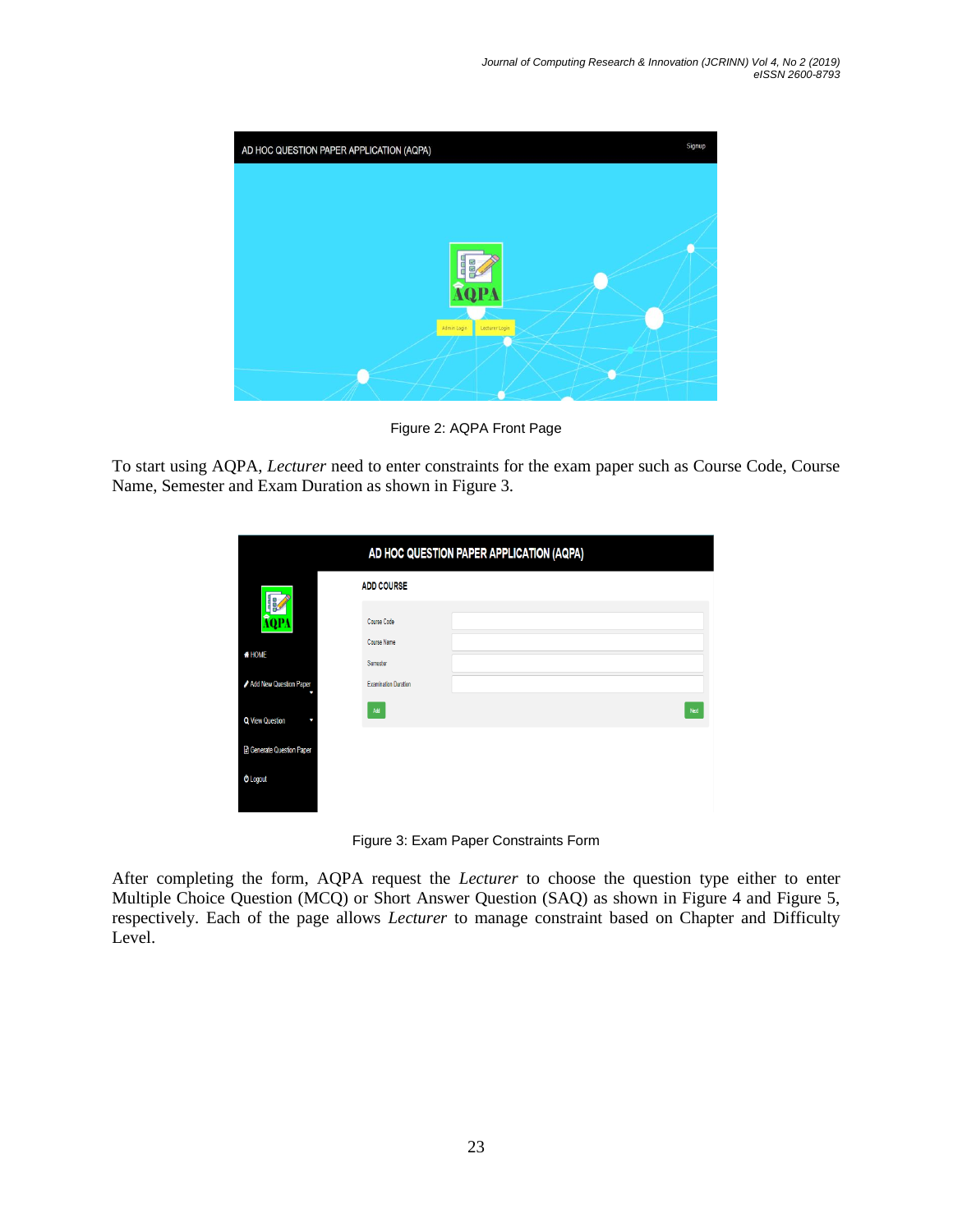Figure 2: AQPA Front Page

To start using AQPA, *Lecturer* need to enter constraints for the exam paper such as Course Code, Course Name, Semester and Exam Duration as shown in Figure 3.

Figure 3: Exam Paper Constraints Form

After completing the form, AQPA request the *Lecturer* to choose the question type either to enter Multiple Choice Question (MCQ) or Short Answer Question (SAQ) as shown in Figure 4 and Figure 5, respectively. Each of the page allows *Lecturer* to manage constraint based on Chapter and Difficulty Level.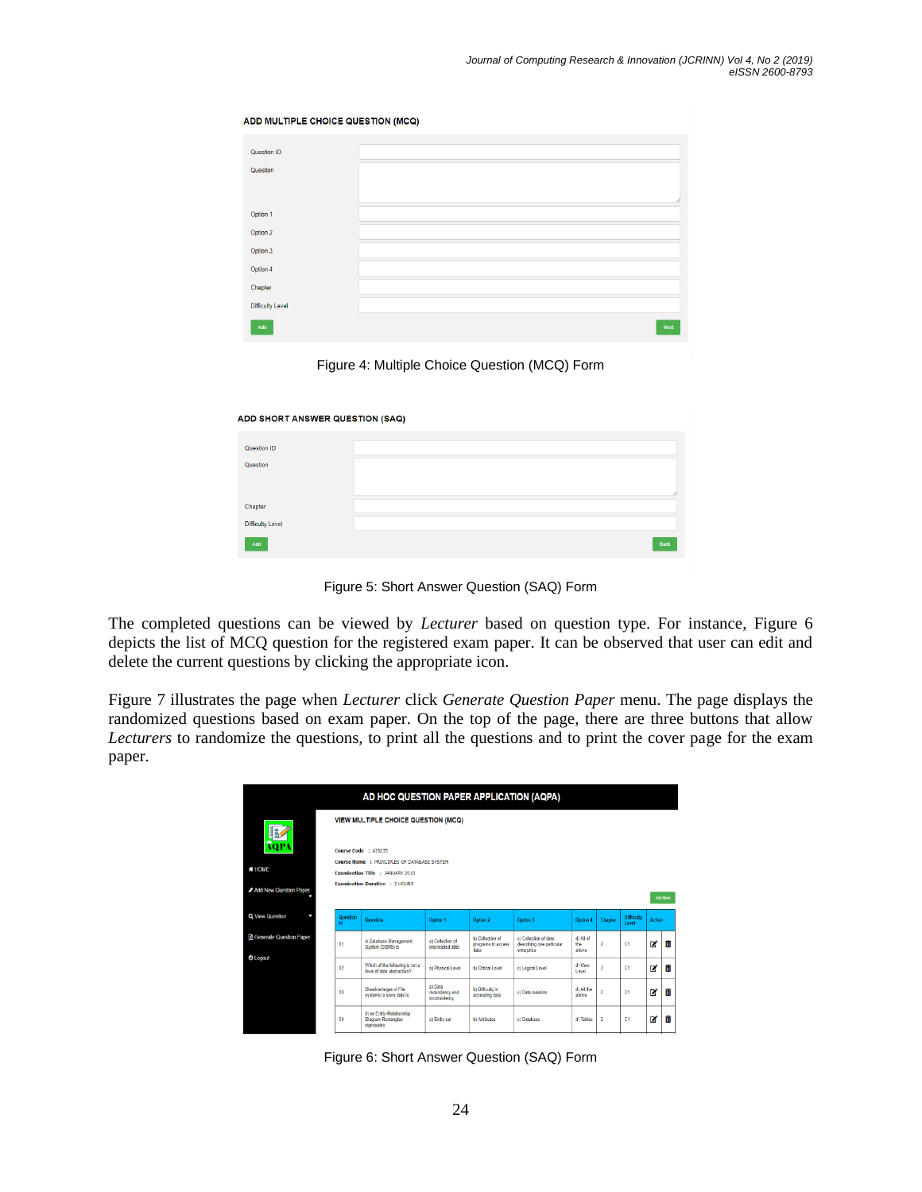ADD MULTIPLE CHOICE QUESTION (MCQ)

Question ID

Question

Option 1

Option 2

Option 3

Option 4

Chapter

Difficulty Level

Add | Next

Figure 4: Multiple Choice Question (MCQ) Form

ADD SHORT ANSWER QUESTION (SAQ)

Question ID

Question

Chapter

Difficulty Level

Add | Back

Figure 5: Short Answer Question (SAQ) Form

The completed questions can be viewed by *Lecturer* based on question type. For instance, Figure 6 depicts the list of MCQ question for the registered exam paper. It can be observed that user can edit and delete the current questions by clicking the appropriate icon.

Figure 7 illustrates the page when *Lecturer* click *Generate Question Paper* menu. The page displays the randomized questions based on exam paper. On the top of the page, there are three buttons that allow *Lecturers* to randomize the questions, to print all the questions and to print the cover page for the exam paper.

AD HOC QUESTION PAPER APPLICATION (AQPA)

VIEW MULTIPLE CHOICE QUESTION (MCQ)

Course Code : AIS235
Course Name : PRINCIPLES OF DATABASE SYSTEM
Examination Title : JANUARY 2019
Examination Duration : 2 HOURS

| Question Id | Question | Option 1 | Option 2 | Option 3 | Option 4 | Chapter | Difficulty Level | Action |
|---|---|---|---|---|---|---|---|---|
| 01 | A Database Management System (DBMS) is | a) Collection of interrelated data | b) Collection of programs to access data | c) Collection of data describing one particular enterprise | d) All of the above | 2 | C1 | |
| 02 | Which of the following is not a level of data abstraction? | a) Physical Level | b) Critical Level | c) Logical Level | d) View Level | 2 | C1 | |
| 03 | Disadvantages of File systems to store data is | a) Data redundancy and inconsistency | b) Difficulty in accessing data | c) Data isolation | d) All the above | 2 | C1 | |
| 04 | In an Entity-Relationship Diagram Rectangles represents | a) Entity set | b) Attributes | c) Database | d) Tables | 2 | C1 | |

Figure 6: Short Answer Question (SAQ) Form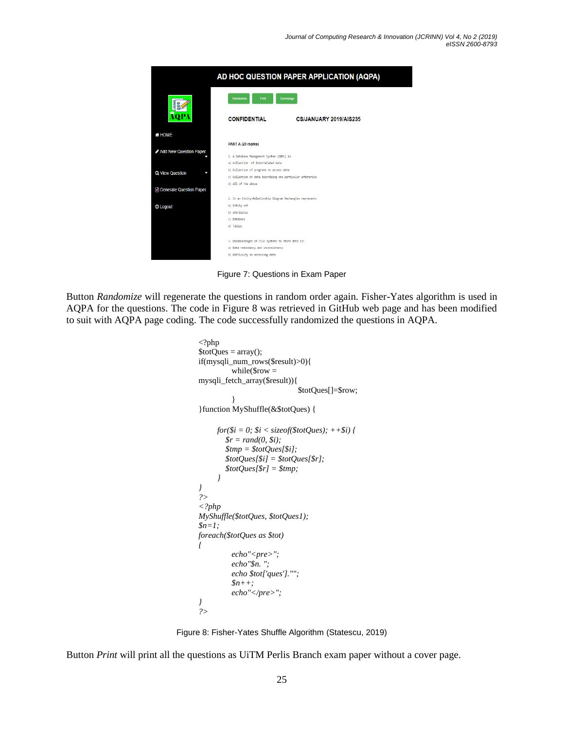Figure 7: Questions in Exam Paper

Button *Randomize* will regenerate the questions in random order again. Fisher-Yates algorithm is used in AQPA for the questions. The code in Figure 8 was retrieved in GitHub web page and has been modified to suit with AQPA page coding. The code successfully randomized the questions in AQPA.

```
<?php
$totQues = array();
if(mysqli_num_rows($result)>0){
        while($row =
mysqli_fetch_array($result)){
                        $totQues[]=$row;
        }
}function MyShuffle(&$totQues) {

    for($i = 0; $i < sizeof($totQues); ++$i) {
        $r = rand(0, $i);
        $tmp = $totQues[$i];
        $totQues[$i] = $totQues[$r];
        $totQues[$r] = $tmp;
    }
}
?>
<?php
MyShuffle($totQues, $totQues1);
$n=1;
foreach($totQues as $tot)
{
        echo"<pre>";
        echo"$n. ";
        echo $tot['ques']."";
        $n++;
        echo"</pre>";
}
?>
```

Figure 8: Fisher-Yates Shuffle Algorithm (Statescu, 2019)

Button *Print* will print all the questions as UiTM Perlis Branch exam paper without a cover page.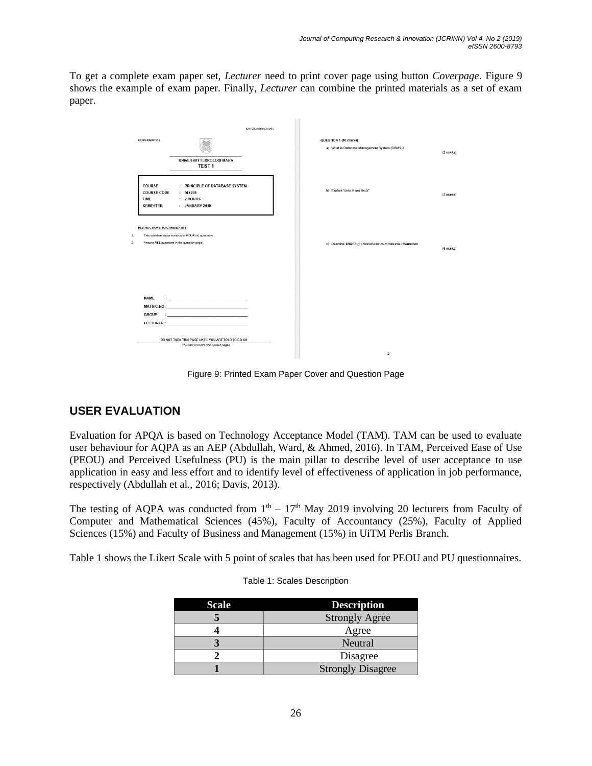To get a complete exam paper set, *Lecturer* need to print cover page using button *Coverpage*. Figure 9 shows the example of exam paper. Finally, *Lecturer* can combine the printed materials as a set of exam paper.

Figure 9: Printed Exam Paper Cover and Question Page

## USER EVALUATION

Evaluation for APQA is based on Technology Acceptance Model (TAM). TAM can be used to evaluate user behaviour for AQPA as an AEP (Abdullah, Ward, & Ahmed, 2016). In TAM, Perceived Ease of Use (PEOU) and Perceived Usefulness (PU) is the main pillar to describe level of user acceptance to use application in easy and less effort and to identify level of effectiveness of application in job performance, respectively (Abdullah et al., 2016; Davis, 2013).

The testing of AQPA was conducted from 1[th] – 17[th] May 2019 involving 20 lecturers from Faculty of Computer and Mathematical Sciences (45%), Faculty of Accountancy (25%), Faculty of Applied Sciences (15%) and Faculty of Business and Management (15%) in UiTM Perlis Branch.

Table 1 shows the Likert Scale with 5 point of scales that has been used for PEOU and PU questionnaires.

Table 1: Scales Description

| Scale | Description |
|---|---|
| **5** | Strongly Agree |
| **4** | Agree |
| **3** | Neutral |
| **2** | Disagree |
| **1** | Strongly Disagree |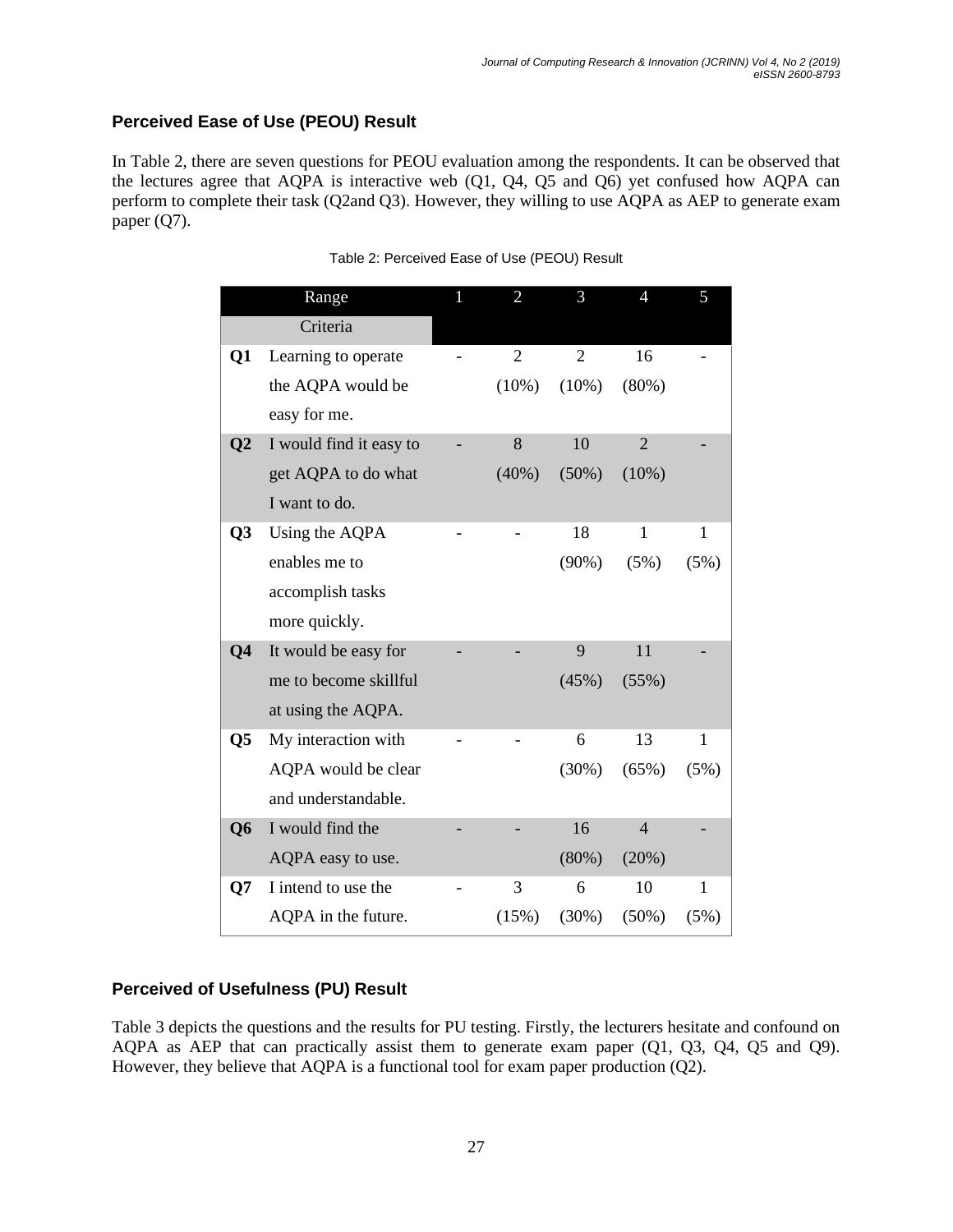### Perceived Ease of Use (PEOU) Result

In Table 2, there are seven questions for PEOU evaluation among the respondents. It can be observed that the lectures agree that AQPA is interactive web (Q1, Q4, Q5 and Q6) yet confused how AQPA can perform to complete their task (Q2and Q3). However, they willing to use AQPA as AEP to generate exam paper (Q7).

Table 2: Perceived Ease of Use (PEOU) Result

| | Range / Criteria | 1 | 2 | 3 | 4 | 5 |
|---|---|---|---|---|---|---|
| **Q1** | Learning to operate the AQPA would be easy for me. | - | 2 (10%) | 2 (10%) | 16 (80%) | - |
| **Q2** | I would find it easy to get AQPA to do what I want to do. | - | 8 (40%) | 10 (50%) | 2 (10%) | - |
| **Q3** | Using the AQPA enables me to accomplish tasks more quickly. | - | - | 18 (90%) | 1 (5%) | 1 (5%) |
| **Q4** | It would be easy for me to become skillful at using the AQPA. | - | - | 9 (45%) | 11 (55%) | - |
| **Q5** | My interaction with AQPA would be clear and understandable. | - | - | 6 (30%) | 13 (65%) | 1 (5%) |
| **Q6** | I would find the AQPA easy to use. | - | - | 16 (80%) | 4 (20%) | - |
| **Q7** | I intend to use the AQPA in the future. | - | 3 (15%) | 6 (30%) | 10 (50%) | 1 (5%) |

### Perceived of Usefulness (PU) Result

Table 3 depicts the questions and the results for PU testing. Firstly, the lecturers hesitate and confound on AQPA as AEP that can practically assist them to generate exam paper (Q1, Q3, Q4, Q5 and Q9). However, they believe that AQPA is a functional tool for exam paper production (Q2).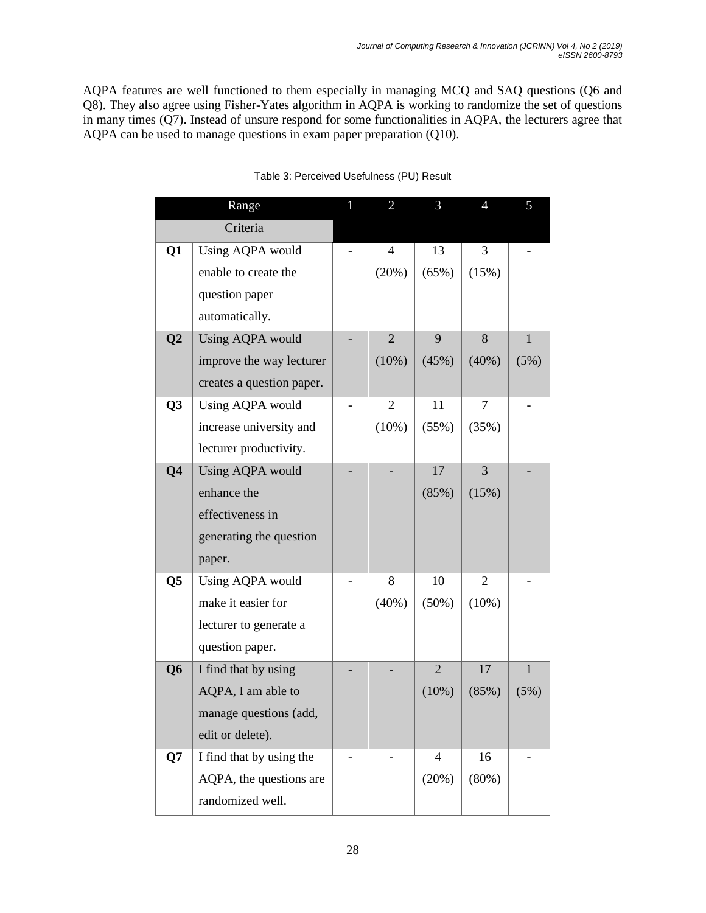AQPA features are well functioned to them especially in managing MCQ and SAQ questions (Q6 and Q8). They also agree using Fisher-Yates algorithm in AQPA is working to randomize the set of questions in many times (Q7). Instead of unsure respond for some functionalities in AQPA, the lecturers agree that AQPA can be used to manage questions in exam paper preparation (Q10).

Table 3: Perceived Usefulness (PU) Result

| | Range | 1 | 2 | 3 | 4 | 5 |
|---|---|---|---|---|---|---|
| | Criteria | | | | | |
| **Q1** | Using AQPA would enable to create the question paper automatically. | - | 4 (20%) | 13 (65%) | 3 (15%) | - |
| **Q2** | Using AQPA would improve the way lecturer creates a question paper. | - | 2 (10%) | 9 (45%) | 8 (40%) | 1 (5%) |
| **Q3** | Using AQPA would increase university and lecturer productivity. | - | 2 (10%) | 11 (55%) | 7 (35%) | - |
| **Q4** | Using AQPA would enhance the effectiveness in generating the question paper. | - | - | 17 (85%) | 3 (15%) | - |
| **Q5** | Using AQPA would make it easier for lecturer to generate a question paper. | - | 8 (40%) | 10 (50%) | 2 (10%) | - |
| **Q6** | I find that by using AQPA, I am able to manage questions (add, edit or delete). | - | - | 2 (10%) | 17 (85%) | 1 (5%) |
| **Q7** | I find that by using the AQPA, the questions are randomized well. | - | - | 4 (20%) | 16 (80%) | - |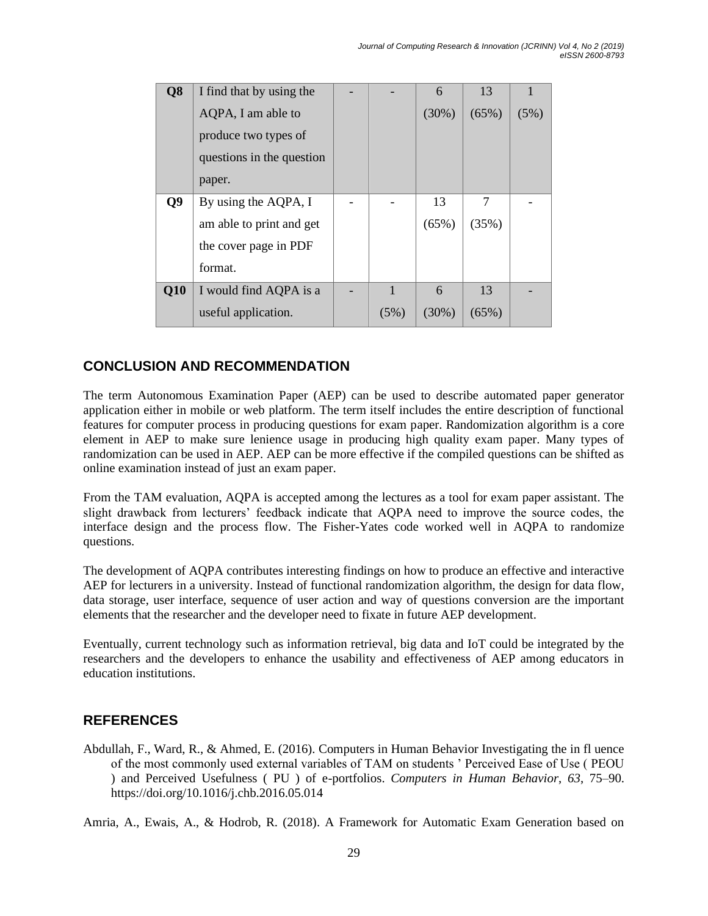| | | | | | | |
|---|---|---|---|---|---|---|
| **Q8** | I find that by using the AQPA, I am able to produce two types of questions in the question paper. | - | - | 6 (30%) | 13 (65%) | 1 (5%) |
| **Q9** | By using the AQPA, I am able to print and get the cover page in PDF format. | - | - | 13 (65%) | 7 (35%) | - |
| **Q10** | I would find AQPA is a useful application. | - | 1 (5%) | 6 (30%) | 13 (65%) | - |

## CONCLUSION AND RECOMMENDATION

The term Autonomous Examination Paper (AEP) can be used to describe automated paper generator application either in mobile or web platform. The term itself includes the entire description of functional features for computer process in producing questions for exam paper. Randomization algorithm is a core element in AEP to make sure lenience usage in producing high quality exam paper. Many types of randomization can be used in AEP. AEP can be more effective if the compiled questions can be shifted as online examination instead of just an exam paper.

From the TAM evaluation, AQPA is accepted among the lectures as a tool for exam paper assistant. The slight drawback from lecturers' feedback indicate that AQPA need to improve the source codes, the interface design and the process flow. The Fisher-Yates code worked well in AQPA to randomize questions.

The development of AQPA contributes interesting findings on how to produce an effective and interactive AEP for lecturers in a university. Instead of functional randomization algorithm, the design for data flow, data storage, user interface, sequence of user action and way of questions conversion are the important elements that the researcher and the developer need to fixate in future AEP development.

Eventually, current technology such as information retrieval, big data and IoT could be integrated by the researchers and the developers to enhance the usability and effectiveness of AEP among educators in education institutions.

## REFERENCES

Abdullah, F., Ward, R., & Ahmed, E. (2016). Computers in Human Behavior Investigating the in fl uence of the most commonly used external variables of TAM on students ' Perceived Ease of Use ( PEOU ) and Perceived Usefulness ( PU ) of e-portfolios. *Computers in Human Behavior*, *63*, 75–90. https://doi.org/10.1016/j.chb.2016.05.014

Amria, A., Ewais, A., & Hodrob, R. (2018). A Framework for Automatic Exam Generation based on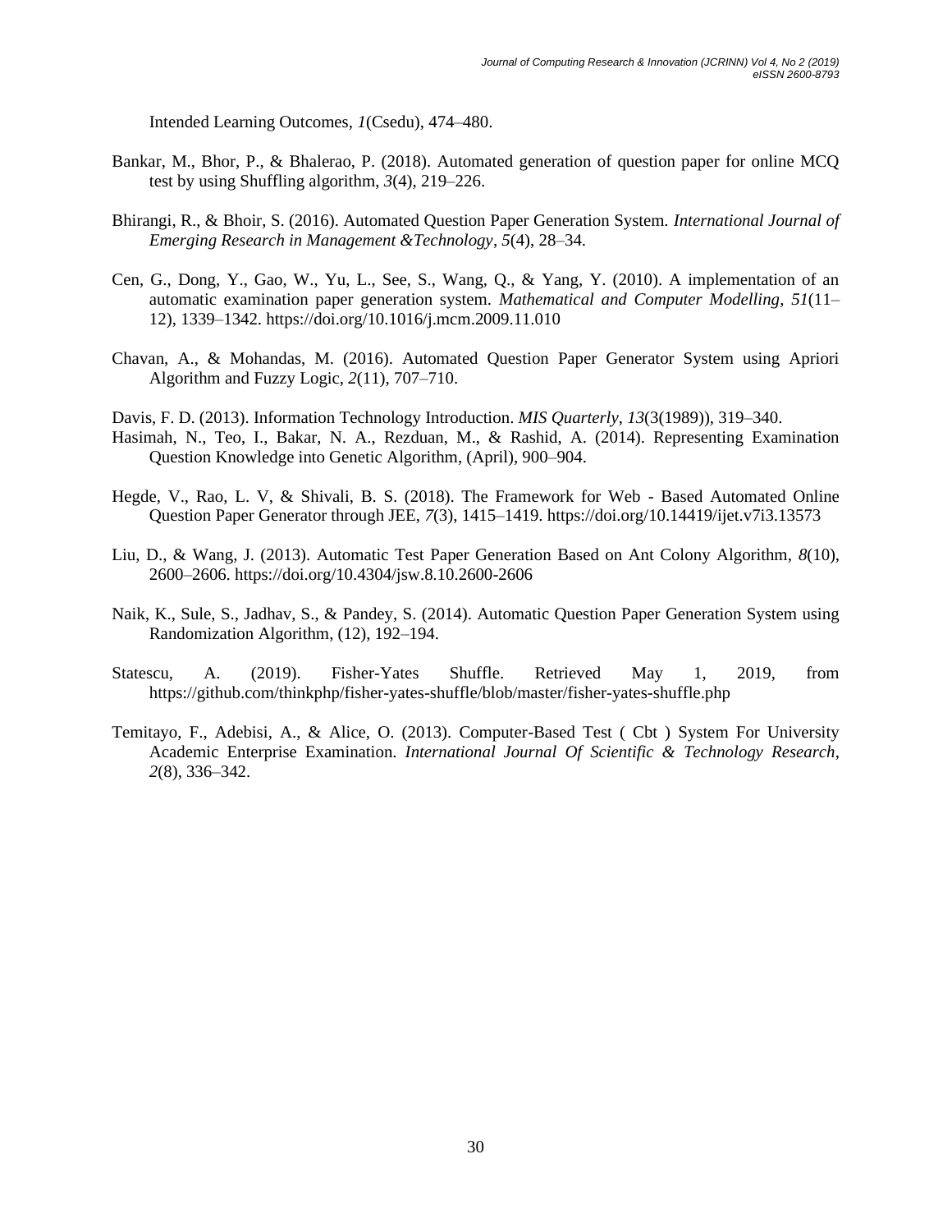Intended Learning Outcomes, *1*(Csedu), 474–480.

Bankar, M., Bhor, P., & Bhalerao, P. (2018). Automated generation of question paper for online MCQ test by using Shuffling algorithm, *3*(4), 219–226.

Bhirangi, R., & Bhoir, S. (2016). Automated Question Paper Generation System. *International Journal of Emerging Research in Management &Technology*, *5*(4), 28–34.

Cen, G., Dong, Y., Gao, W., Yu, L., See, S., Wang, Q., & Yang, Y. (2010). A implementation of an automatic examination paper generation system. *Mathematical and Computer Modelling*, *51*(11–12), 1339–1342. https://doi.org/10.1016/j.mcm.2009.11.010

Chavan, A., & Mohandas, M. (2016). Automated Question Paper Generator System using Apriori Algorithm and Fuzzy Logic, *2*(11), 707–710.

Davis, F. D. (2013). Information Technology Introduction. *MIS Quarterly*, *13*(3(1989)), 319–340.

Hasimah, N., Teo, I., Bakar, N. A., Rezduan, M., & Rashid, A. (2014). Representing Examination Question Knowledge into Genetic Algorithm, (April), 900–904.

Hegde, V., Rao, L. V, & Shivali, B. S. (2018). The Framework for Web - Based Automated Online Question Paper Generator through JEE, *7*(3), 1415–1419. https://doi.org/10.14419/ijet.v7i3.13573

Liu, D., & Wang, J. (2013). Automatic Test Paper Generation Based on Ant Colony Algorithm, *8*(10), 2600–2606. https://doi.org/10.4304/jsw.8.10.2600-2606

Naik, K., Sule, S., Jadhav, S., & Pandey, S. (2014). Automatic Question Paper Generation System using Randomization Algorithm, (12), 192–194.

Statescu, A. (2019). Fisher-Yates Shuffle. Retrieved May 1, 2019, from https://github.com/thinkphp/fisher-yates-shuffle/blob/master/fisher-yates-shuffle.php

Temitayo, F., Adebisi, A., & Alice, O. (2013). Computer-Based Test ( Cbt ) System For University Academic Enterprise Examination. *International Journal Of Scientific & Technology Research*, *2*(8), 336–342.